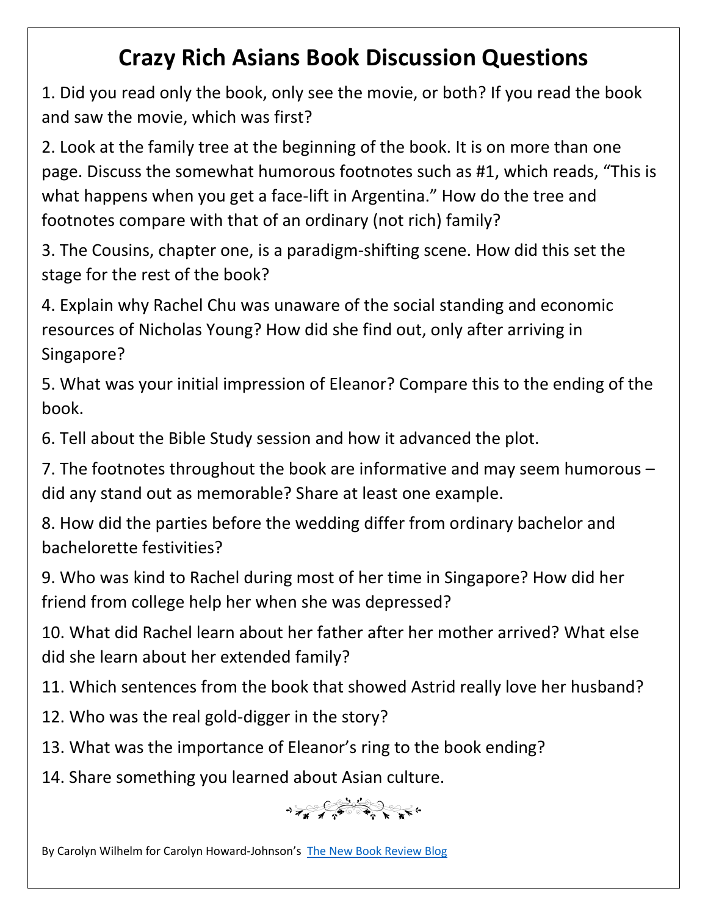# Crazy Rich Asians Book Discussion Questions

1. Did you read only the book, only see the movie, or both? If you read the book and saw the movie, which was first?

2. Look at the family tree at the beginning of the book. It is on more than one page. Discuss the somewhat humorous footnotes such as #1, which reads, "This is what happens when you get a face-lift in Argentina." How do the tree and footnotes compare with that of an ordinary (not rich) family?

3. The Cousins, chapter one, is a paradigm-shifting scene. How did this set the stage for the rest of the book?

4. Explain why Rachel Chu was unaware of the social standing and economic resources of Nicholas Young? How did she find out, only after arriving in Singapore?

5. What was your initial impression of Eleanor? Compare this to the ending of the book.

6. Tell about the Bible Study session and how it advanced the plot.

7. The footnotes throughout the book are informative and may seem humorous – did any stand out as memorable? Share at least one example.

8. How did the parties before the wedding differ from ordinary bachelor and bachelorette festivities?

9. Who was kind to Rachel during most of her time in Singapore? How did her friend from college help her when she was depressed?

10. What did Rachel learn about her father after her mother arrived? What else did she learn about her extended family?

11. Which sentences from the book that showed Astrid really love her husband?

12. Who was the real gold-digger in the story?

13. What was the importance of Eleanor's ring to the book ending?

14. Share something you learned about Asian culture.

By Carolyn Wilhelm for Carolyn Howard-Johnson's The New Book Review Blog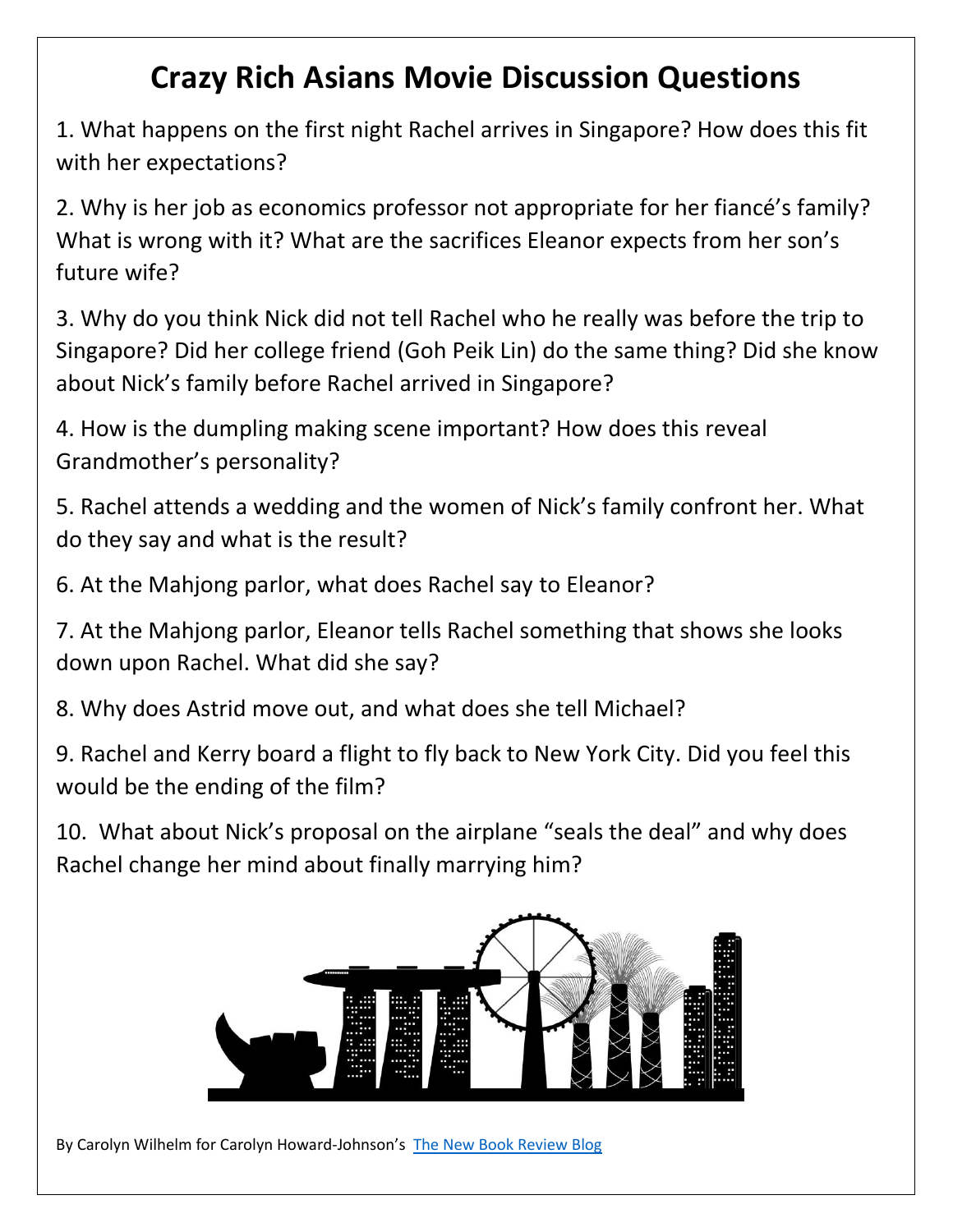# Crazy Rich Asians Movie Discussion Questions

1. What happens on the first night Rachel arrives in Singapore? How does this fit with her expectations?

2. Why is her job as economics professor not appropriate for her fiancé's family? What is wrong with it? What are the sacrifices Eleanor expects from her son's future wife?

3. Why do you think Nick did not tell Rachel who he really was before the trip to Singapore? Did her college friend (Goh Peik Lin) do the same thing? Did she know about Nick's family before Rachel arrived in Singapore?

4. How is the dumpling making scene important? How does this reveal Grandmother's personality?

5. Rachel attends a wedding and the women of Nick's family confront her. What do they say and what is the result?

6. At the Mahjong parlor, what does Rachel say to Eleanor?

7. At the Mahjong parlor, Eleanor tells Rachel something that shows she looks down upon Rachel. What did she say?

8. Why does Astrid move out, and what does she tell Michael?

9. Rachel and Kerry board a flight to fly back to New York City. Did you feel this would be the ending of the film?

10. What about Nick's proposal on the airplane "seals the deal" and why does Rachel change her mind about finally marrying him?

By Carolyn Wilhelm for Carolyn Howard-Johnson's [The New Book Review Blog]